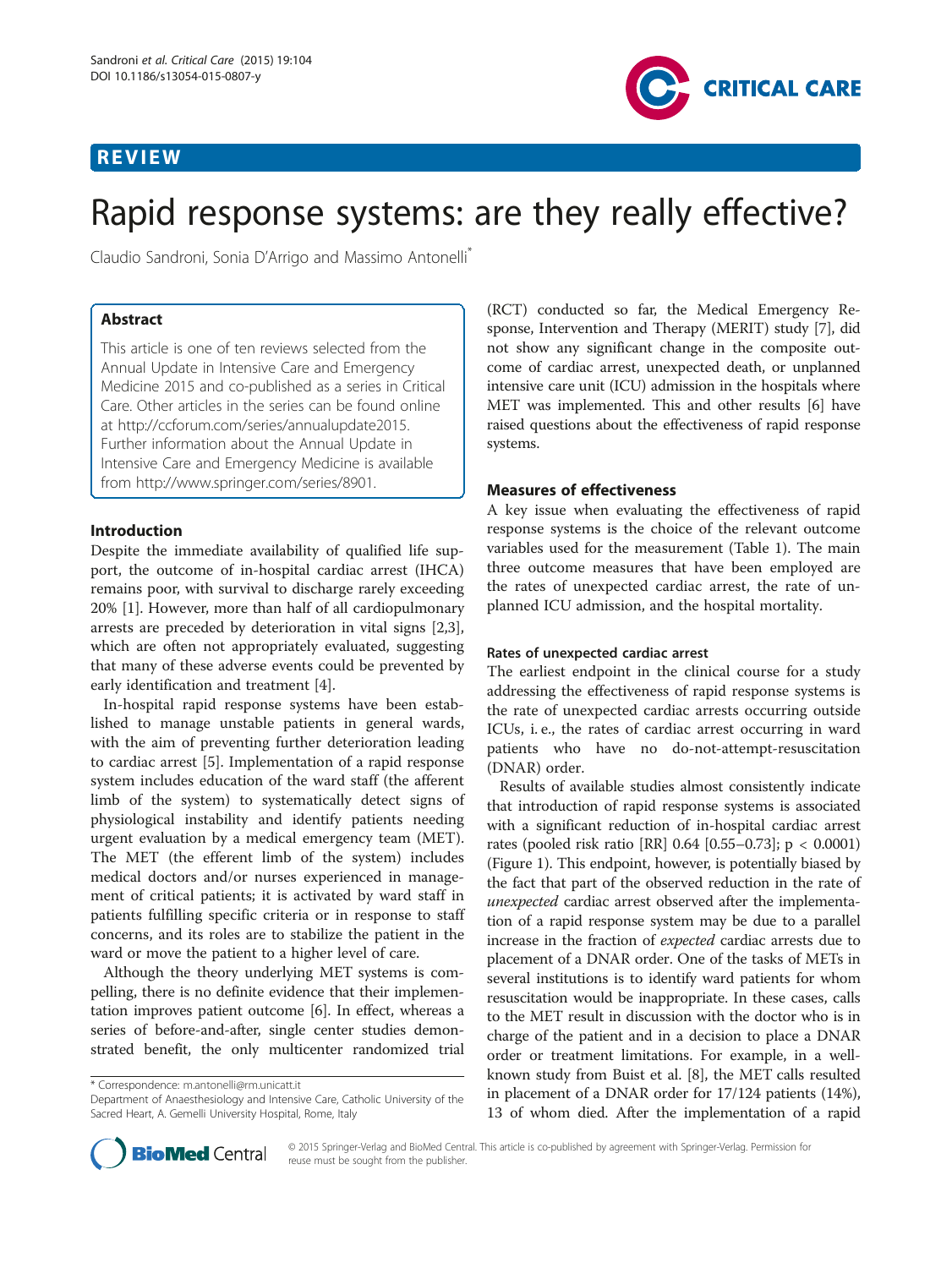# REVIEW

# Rapid response systems: are they really effective?

Claudio Sandroni, Sonia D'Arrigo and Massimo Antonelli*

## Abstract

This article is one of ten reviews selected from the Annual Update in Intensive Care and Emergency Medicine 2015 and co-published as a series in Critical Care. Other articles in the series can be found online at http://ccforum.com/series/annualupdate2015. Further information about the Annual Update in Intensive Care and Emergency Medicine is available from http://www.springer.com/series/8901.

## Introduction

Despite the immediate availability of qualified life support, the outcome of in-hospital cardiac arrest (IHCA) remains poor, with survival to discharge rarely exceeding 20% [1]. However, more than half of all cardiopulmonary arrests are preceded by deterioration in vital signs [2,3], which are often not appropriately evaluated, suggesting that many of these adverse events could be prevented by early identification and treatment [4].

In-hospital rapid response systems have been established to manage unstable patients in general wards, with the aim of preventing further deterioration leading to cardiac arrest [5]. Implementation of a rapid response system includes education of the ward staff (the afferent limb of the system) to systematically detect signs of physiological instability and identify patients needing urgent evaluation by a medical emergency team (MET). The MET (the efferent limb of the system) includes medical doctors and/or nurses experienced in management of critical patients; it is activated by ward staff in patients fulfilling specific criteria or in response to staff concerns, and its roles are to stabilize the patient in the ward or move the patient to a higher level of care.

Although the theory underlying MET systems is compelling, there is no definite evidence that their implementation improves patient outcome [6]. In effect, whereas a series of before-and-after, single center studies demonstrated benefit, the only multicenter randomized trial (RCT) conducted so far, the Medical Emergency Response, Intervention and Therapy (MERIT) study [7], did not show any significant change in the composite outcome of cardiac arrest, unexpected death, or unplanned intensive care unit (ICU) admission in the hospitals where MET was implemented. This and other results [6] have raised questions about the effectiveness of rapid response systems.

\* Correspondence: m.antonelli@rm.unicatt.it
Department of Anaesthesiology and Intensive Care, Catholic University of the Sacred Heart, A. Gemelli University Hospital, Rome, Italy

## Measures of effectiveness

A key issue when evaluating the effectiveness of rapid response systems is the choice of the relevant outcome variables used for the measurement (Table 1). The main three outcome measures that have been employed are the rates of unexpected cardiac arrest, the rate of unplanned ICU admission, and the hospital mortality.

### Rates of unexpected cardiac arrest

The earliest endpoint in the clinical course for a study addressing the effectiveness of rapid response systems is the rate of unexpected cardiac arrests occurring outside ICUs, i. e., the rates of cardiac arrest occurring in ward patients who have no do-not-attempt-resuscitation (DNAR) order.

Results of available studies almost consistently indicate that introduction of rapid response systems is associated with a significant reduction of in-hospital cardiac arrest rates (pooled risk ratio [RR] 0.64 [0.55–0.73]; $p < 0.0001$) (Figure 1). This endpoint, however, is potentially biased by the fact that part of the observed reduction in the rate of *unexpected* cardiac arrest observed after the implementation of a rapid response system may be due to a parallel increase in the fraction of *expected* cardiac arrests due to placement of a DNAR order. One of the tasks of METs in several institutions is to identify ward patients for whom resuscitation would be inappropriate. In these cases, calls to the MET result in discussion with the doctor who is in charge of the patient and in a decision to place a DNAR order or treatment limitations. For example, in a well-known study from Buist et al. [8], the MET calls resulted in placement of a DNAR order for 17/124 patients (14%), 13 of whom died. After the implementation of a rapid

© 2015 Springer-Verlag and BioMed Central. This article is co-published by agreement with Springer-Verlag. Permission for reuse must be sought from the publisher.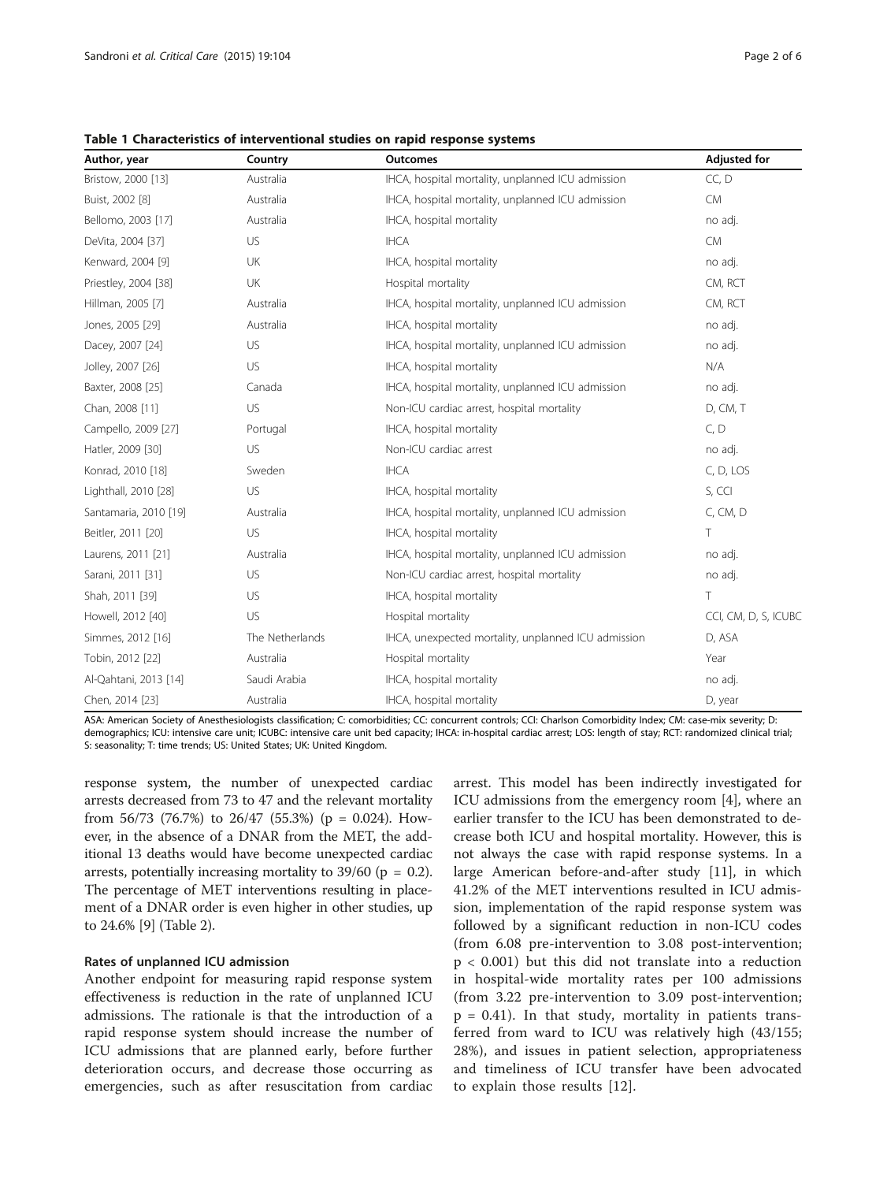**Table 1 Characteristics of interventional studies on rapid response systems**

| Author, year | Country | Outcomes | Adjusted for |
|---|---|---|---|
| Bristow, 2000 [13] | Australia | IHCA, hospital mortality, unplanned ICU admission | CC, D |
| Buist, 2002 [8] | Australia | IHCA, hospital mortality, unplanned ICU admission | CM |
| Bellomo, 2003 [17] | Australia | IHCA, hospital mortality | no adj. |
| DeVita, 2004 [37] | US | IHCA | CM |
| Kenward, 2004 [9] | UK | IHCA, hospital mortality | no adj. |
| Priestley, 2004 [38] | UK | Hospital mortality | CM, RCT |
| Hillman, 2005 [7] | Australia | IHCA, hospital mortality, unplanned ICU admission | CM, RCT |
| Jones, 2005 [29] | Australia | IHCA, hospital mortality | no adj. |
| Dacey, 2007 [24] | US | IHCA, hospital mortality, unplanned ICU admission | no adj. |
| Jolley, 2007 [26] | US | IHCA, hospital mortality | N/A |
| Baxter, 2008 [25] | Canada | IHCA, hospital mortality, unplanned ICU admission | no adj. |
| Chan, 2008 [11] | US | Non-ICU cardiac arrest, hospital mortality | D, CM, T |
| Campello, 2009 [27] | Portugal | IHCA, hospital mortality | C, D |
| Hatler, 2009 [30] | US | Non-ICU cardiac arrest | no adj. |
| Konrad, 2010 [18] | Sweden | IHCA | C, D, LOS |
| Lighthall, 2010 [28] | US | IHCA, hospital mortality | S, CCI |
| Santamaria, 2010 [19] | Australia | IHCA, hospital mortality, unplanned ICU admission | C, CM, D |
| Beitler, 2011 [20] | US | IHCA, hospital mortality | T |
| Laurens, 2011 [21] | Australia | IHCA, hospital mortality, unplanned ICU admission | no adj. |
| Sarani, 2011 [31] | US | Non-ICU cardiac arrest, hospital mortality | no adj. |
| Shah, 2011 [39] | US | IHCA, hospital mortality | T |
| Howell, 2012 [40] | US | Hospital mortality | CCI, CM, D, S, ICUBC |
| Simmes, 2012 [16] | The Netherlands | IHCA, unexpected mortality, unplanned ICU admission | D, ASA |
| Tobin, 2012 [22] | Australia | Hospital mortality | Year |
| Al-Qahtani, 2013 [14] | Saudi Arabia | IHCA, hospital mortality | no adj. |
| Chen, 2014 [23] | Australia | IHCA, hospital mortality | D, year |

ASA: American Society of Anesthesiologists classification; C: comorbidities; CC: concurrent controls; CCI: Charlson Comorbidity Index; CM: case-mix severity; D: demographics; ICU: intensive care unit; ICUBC: intensive care unit bed capacity; IHCA: in-hospital cardiac arrest; LOS: length of stay; RCT: randomized clinical trial; S: seasonality; T: time trends; US: United States; UK: United Kingdom.

response system, the number of unexpected cardiac arrests decreased from 73 to 47 and the relevant mortality from 56/73 (76.7%) to 26/47 (55.3%) ($p = 0.024$). However, in the absence of a DNAR from the MET, the additional 13 deaths would have become unexpected cardiac arrests, potentially increasing mortality to 39/60 ($p = 0.2$). The percentage of MET interventions resulting in placement of a DNAR order is even higher in other studies, up to 24.6% [9] (Table 2).

### Rates of unplanned ICU admission

Another endpoint for measuring rapid response system effectiveness is reduction in the rate of unplanned ICU admissions. The rationale is that the introduction of a rapid response system should increase the number of ICU admissions that are planned early, before further deterioration occurs, and decrease those occurring as emergencies, such as after resuscitation from cardiac arrest. This model has been indirectly investigated for ICU admissions from the emergency room [4], where an earlier transfer to the ICU has been demonstrated to decrease both ICU and hospital mortality. However, this is not always the case with rapid response systems. In a large American before-and-after study [11], in which 41.2% of the MET interventions resulted in ICU admission, implementation of the rapid response system was followed by a significant reduction in non-ICU codes (from 6.08 pre-intervention to 3.08 post-intervention; $p < 0.001$) but this did not translate into a reduction in hospital-wide mortality rates per 100 admissions (from 3.22 pre-intervention to 3.09 post-intervention; $p = 0.41$). In that study, mortality in patients transferred from ward to ICU was relatively high (43/155; 28%), and issues in patient selection, appropriateness and timeliness of ICU transfer have been advocated to explain those results [12].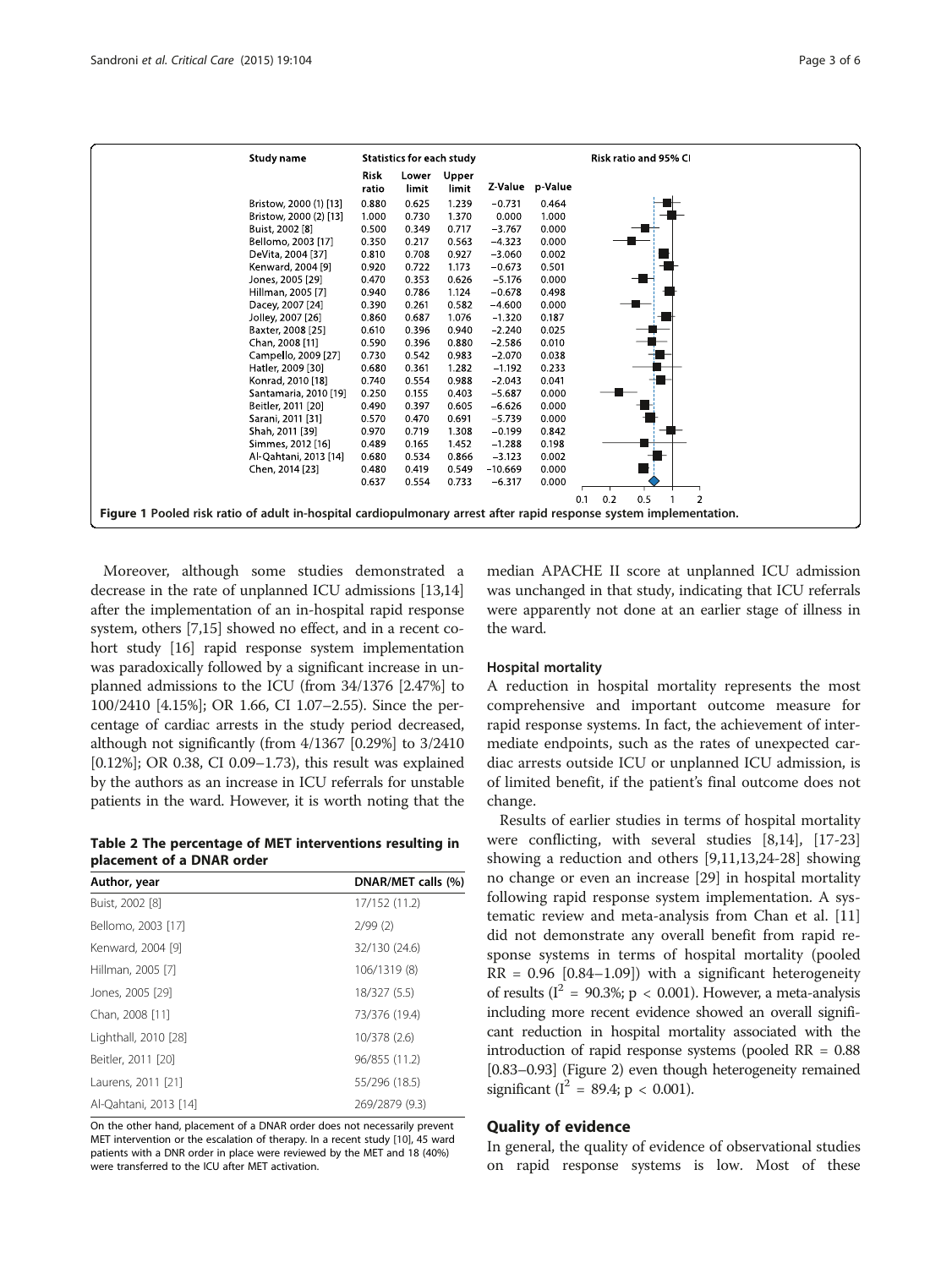| Study name | Risk ratio | Lower limit | Upper limit | Z-Value | p-Value |
|---|---|---|---|---|---|
| Bristow, 2000 (1) [13] | 0.880 | 0.625 | 1.239 | −0.731 | 0.464 |
| Bristow, 2000 (2) [13] | 1.000 | 0.730 | 1.370 | 0.000 | 1.000 |
| Buist, 2002 [8] | 0.500 | 0.349 | 0.717 | −3.767 | 0.000 |
| Bellomo, 2003 [17] | 0.350 | 0.217 | 0.563 | −4.323 | 0.000 |
| DeVita, 2004 [37] | 0.810 | 0.708 | 0.927 | −3.060 | 0.002 |
| Kenward, 2004 [9] | 0.920 | 0.722 | 1.173 | −0.673 | 0.501 |
| Jones, 2005 [29] | 0.470 | 0.353 | 0.626 | −5.176 | 0.000 |
| Hillman, 2005 [7] | 0.940 | 0.786 | 1.124 | −0.678 | 0.498 |
| Dacey, 2007 [24] | 0.390 | 0.261 | 0.582 | −4.600 | 0.000 |
| Jolley, 2007 [26] | 0.860 | 0.687 | 1.076 | −1.320 | 0.187 |
| Baxter, 2008 [25] | 0.610 | 0.396 | 0.940 | −2.240 | 0.025 |
| Chan, 2008 [11] | 0.590 | 0.396 | 0.880 | −2.586 | 0.010 |
| Campello, 2009 [27] | 0.730 | 0.542 | 0.983 | −2.070 | 0.038 |
| Hatler, 2009 [30] | 0.680 | 0.361 | 1.282 | −1.192 | 0.233 |
| Konrad, 2010 [18] | 0.740 | 0.554 | 0.988 | −2.043 | 0.041 |
| Santamaria, 2010 [19] | 0.250 | 0.155 | 0.403 | −5.687 | 0.000 |
| Beitler, 2011 [20] | 0.490 | 0.397 | 0.605 | −6.626 | 0.000 |
| Sarani, 2011 [31] | 0.570 | 0.470 | 0.691 | −5.739 | 0.000 |
| Shah, 2011 [39] | 0.970 | 0.719 | 1.308 | −0.199 | 0.842 |
| Simmes, 2012 [16] | 0.489 | 0.165 | 1.452 | −1.288 | 0.198 |
| Al-Qahtani, 2013 [14] | 0.680 | 0.534 | 0.866 | −3.123 | 0.002 |
| Chen, 2014 [23] | 0.480 | 0.419 | 0.549 | −10.669 | 0.000 |
| | 0.637 | 0.554 | 0.733 | −6.317 | 0.000 |

**Figure 1 Pooled risk ratio of adult in-hospital cardiopulmonary arrest after rapid response system implementation.**

Moreover, although some studies demonstrated a decrease in the rate of unplanned ICU admissions [13,14] after the implementation of an in-hospital rapid response system, others [7,15] showed no effect, and in a recent cohort study [16] rapid response system implementation was paradoxically followed by a significant increase in unplanned admissions to the ICU (from 34/1376 [2.47%] to 100/2410 [4.15%]; OR 1.66, CI 1.07–2.55). Since the percentage of cardiac arrests in the study period decreased, although not significantly (from 4/1367 [0.29%] to 3/2410 [0.12%]; OR 0.38, CI 0.09–1.73), this result was explained by the authors as an increase in ICU referrals for unstable patients in the ward. However, it is worth noting that the median APACHE II score at unplanned ICU admission was unchanged in that study, indicating that ICU referrals were apparently not done at an earlier stage of illness in the ward.

**Table 2 The percentage of MET interventions resulting in placement of a DNAR order**

| Author, year | DNAR/MET calls (%) |
|---|---|
| Buist, 2002 [8] | 17/152 (11.2) |
| Bellomo, 2003 [17] | 2/99 (2) |
| Kenward, 2004 [9] | 32/130 (24.6) |
| Hillman, 2005 [7] | 106/1319 (8) |
| Jones, 2005 [29] | 18/327 (5.5) |
| Chan, 2008 [11] | 73/376 (19.4) |
| Lighthall, 2010 [28] | 10/378 (2.6) |
| Beitler, 2011 [20] | 96/855 (11.2) |
| Laurens, 2011 [21] | 55/296 (18.5) |
| Al-Qahtani, 2013 [14] | 269/2879 (9.3) |

On the other hand, placement of a DNAR order does not necessarily prevent MET intervention or the escalation of therapy. In a recent study [10], 45 ward patients with a DNR order in place were reviewed by the MET and 18 (40%) were transferred to the ICU after MET activation.

### Hospital mortality

A reduction in hospital mortality represents the most comprehensive and important outcome measure for rapid response systems. In fact, the achievement of intermediate endpoints, such as the rates of unexpected cardiac arrests outside ICU or unplanned ICU admission, is of limited benefit, if the patient's final outcome does not change.

Results of earlier studies in terms of hospital mortality were conflicting, with several studies [8,14], [17-23] showing a reduction and others [9,11,13,24-28] showing no change or even an increase [29] in hospital mortality following rapid response system implementation. A systematic review and meta-analysis from Chan et al. [11] did not demonstrate any overall benefit from rapid response systems in terms of hospital mortality (pooled RR = 0.96 [0.84–1.09]) with a significant heterogeneity of results ($I^2$ = 90.3%; $p < 0.001$). However, a meta-analysis including more recent evidence showed an overall significant reduction in hospital mortality associated with the introduction of rapid response systems (pooled RR = 0.88 [0.83–0.93] (Figure 2) even though heterogeneity remained significant ($I^2$ = 89.4; $p < 0.001$).

## Quality of evidence

In general, the quality of evidence of observational studies on rapid response systems is low. Most of these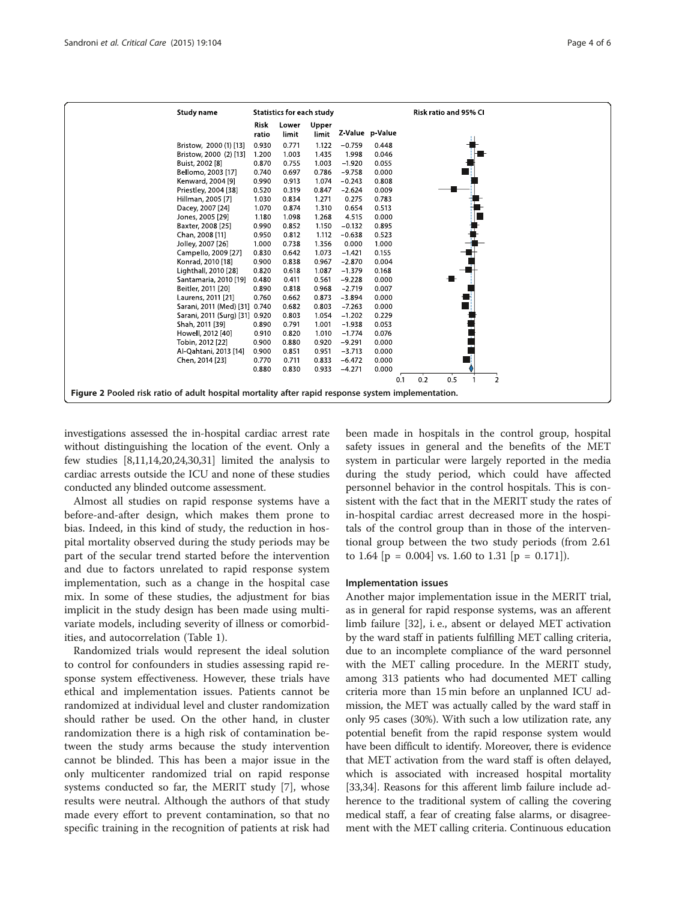| Study name | Risk ratio | Lower limit | Upper limit | Z-Value | p-Value |
|---|---|---|---|---|---|
| Bristow, 2000 (1) [13] | 0.930 | 0.771 | 1.122 | −0.759 | 0.448 |
| Bristow, 2000 (2) [13] | 1.200 | 1.003 | 1.435 | 1.998 | 0.046 |
| Buist, 2002 [8] | 0.870 | 0.755 | 1.003 | −1.920 | 0.055 |
| Bellomo, 2003 [17] | 0.740 | 0.697 | 0.786 | −9.758 | 0.000 |
| Kenward, 2004 [9] | 0.990 | 0.913 | 1.074 | −0.243 | 0.808 |
| Priestley, 2004 [38] | 0.520 | 0.319 | 0.847 | −2.624 | 0.009 |
| Hillman, 2005 [7] | 1.030 | 0.834 | 1.271 | 0.275 | 0.783 |
| Dacey, 2007 [24] | 1.070 | 0.874 | 1.310 | 0.654 | 0.513 |
| Jones, 2005 [29] | 1.180 | 1.098 | 1.268 | 4.515 | 0.000 |
| Baxter, 2008 [25] | 0.990 | 0.852 | 1.150 | −0.132 | 0.895 |
| Chan, 2008 [11] | 0.950 | 0.812 | 1.112 | −0.638 | 0.523 |
| Jolley, 2007 [26] | 1.000 | 0.738 | 1.356 | 0.000 | 1.000 |
| Campello, 2009 [27] | 0.830 | 0.642 | 1.073 | −1.421 | 0.155 |
| Konrad, 2010 [18] | 0.900 | 0.838 | 0.967 | −2.870 | 0.004 |
| Lighthall, 2010 [28] | 0.820 | 0.618 | 1.087 | −1.379 | 0.168 |
| Santamaria, 2010 [19] | 0.480 | 0.411 | 0.561 | −9.228 | 0.000 |
| Beitler, 2011 [20] | 0.890 | 0.818 | 0.968 | −2.719 | 0.007 |
| Laurens, 2011 [21] | 0.760 | 0.662 | 0.873 | −3.894 | 0.000 |
| Sarani, 2011 (Med) [31] | 0.740 | 0.682 | 0.803 | −7.263 | 0.000 |
| Sarani, 2011 (Surg) [31] | 0.920 | 0.803 | 1.054 | −1.202 | 0.229 |
| Shah, 2011 [39] | 0.890 | 0.791 | 1.001 | −1.938 | 0.053 |
| Howell, 2012 [40] | 0.910 | 0.820 | 1.010 | −1.774 | 0.076 |
| Tobin, 2012 [22] | 0.900 | 0.880 | 0.920 | −9.291 | 0.000 |
| Al-Qahtani, 2013 [14] | 0.900 | 0.851 | 0.951 | −3.713 | 0.000 |
| Chen, 2014 [23] | 0.770 | 0.711 | 0.833 | −6.472 | 0.000 |
| | 0.880 | 0.830 | 0.933 | −4.271 | 0.000 |

**Figure 2 Pooled risk ratio of adult hospital mortality after rapid response system implementation.**

investigations assessed the in-hospital cardiac arrest rate without distinguishing the location of the event. Only a few studies [8,11,14,20,24,30,31] limited the analysis to cardiac arrests outside the ICU and none of these studies conducted any blinded outcome assessment.

Almost all studies on rapid response systems have a before-and-after design, which makes them prone to bias. Indeed, in this kind of study, the reduction in hospital mortality observed during the study periods may be part of the secular trend started before the intervention and due to factors unrelated to rapid response system implementation, such as a change in the hospital case mix. In some of these studies, the adjustment for bias implicit in the study design has been made using multivariate models, including severity of illness or comorbidities, and autocorrelation (Table 1).

Randomized trials would represent the ideal solution to control for confounders in studies assessing rapid response system effectiveness. However, these trials have ethical and implementation issues. Patients cannot be randomized at individual level and cluster randomization should rather be used. On the other hand, in cluster randomization there is a high risk of contamination between the study arms because the study intervention cannot be blinded. This has been a major issue in the only multicenter randomized trial on rapid response systems conducted so far, the MERIT study [7], whose results were neutral. Although the authors of that study made every effort to prevent contamination, so that no specific training in the recognition of patients at risk had been made in hospitals in the control group, hospital safety issues in general and the benefits of the MET system in particular were largely reported in the media during the study period, which could have affected personnel behavior in the control hospitals. This is consistent with the fact that in the MERIT study the rates of in-hospital cardiac arrest decreased more in the hospitals of the control group than in those of the interventional group between the two study periods (from 2.61 to 1.64 [$p = 0.004$] vs. 1.60 to 1.31 [$p = 0.171$]).

### Implementation issues

Another major implementation issue in the MERIT trial, as in general for rapid response systems, was an afferent limb failure [32], i. e., absent or delayed MET activation by the ward staff in patients fulfilling MET calling criteria, due to an incomplete compliance of the ward personnel with the MET calling procedure. In the MERIT study, among 313 patients who had documented MET calling criteria more than 15 min before an unplanned ICU admission, the MET was actually called by the ward staff in only 95 cases (30%). With such a low utilization rate, any potential benefit from the rapid response system would have been difficult to identify. Moreover, there is evidence that MET activation from the ward staff is often delayed, which is associated with increased hospital mortality [33,34]. Reasons for this afferent limb failure include adherence to the traditional system of calling the covering medical staff, a fear of creating false alarms, or disagreement with the MET calling criteria. Continuous education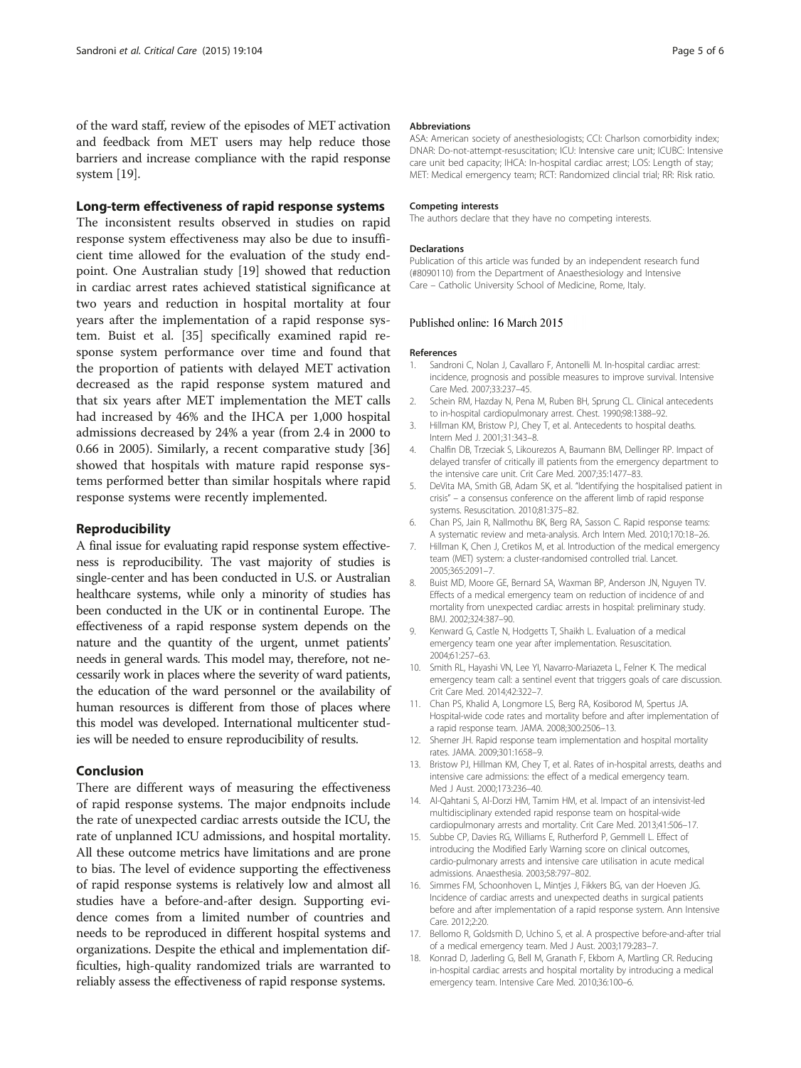of the ward staff, review of the episodes of MET activation and feedback from MET users may help reduce those barriers and increase compliance with the rapid response system [19].

## Long-term effectiveness of rapid response systems

The inconsistent results observed in studies on rapid response system effectiveness may also be due to insufficient time allowed for the evaluation of the study endpoint. One Australian study [19] showed that reduction in cardiac arrest rates achieved statistical significance at two years and reduction in hospital mortality at four years after the implementation of a rapid response system. Buist et al. [35] specifically examined rapid response system performance over time and found that the proportion of patients with delayed MET activation decreased as the rapid response system matured and that six years after MET implementation the MET calls had increased by 46% and the IHCA per 1,000 hospital admissions decreased by 24% a year (from 2.4 in 2000 to 0.66 in 2005). Similarly, a recent comparative study [36] showed that hospitals with mature rapid response systems performed better than similar hospitals where rapid response systems were recently implemented.

## Reproducibility

A final issue for evaluating rapid response system effectiveness is reproducibility. The vast majority of studies is single-center and has been conducted in U.S. or Australian healthcare systems, while only a minority of studies has been conducted in the UK or in continental Europe. The effectiveness of a rapid response system depends on the nature and the quantity of the urgent, unmet patients' needs in general wards. This model may, therefore, not necessarily work in places where the severity of ward patients, the education of the ward personnel or the availability of human resources is different from those of places where this model was developed. International multicenter studies will be needed to ensure reproducibility of results.

## Conclusion

There are different ways of measuring the effectiveness of rapid response systems. The major endpnoits include the rate of unexpected cardiac arrests outside the ICU, the rate of unplanned ICU admissions, and hospital mortality. All these outcome metrics have limitations and are prone to bias. The level of evidence supporting the effectiveness of rapid response systems is relatively low and almost all studies have a before-and-after design. Supporting evidence comes from a limited number of countries and needs to be reproduced in different hospital systems and organizations. Despite the ethical and implementation difficulties, high-quality randomized trials are warranted to reliably assess the effectiveness of rapid response systems.

#### Abbreviations

ASA: American society of anesthesiologists; CCI: Charlson comorbidity index; DNAR: Do-not-attempt-resuscitation; ICU: Intensive care unit; ICUBC: Intensive care unit bed capacity; IHCA: In-hospital cardiac arrest; LOS: Length of stay; MET: Medical emergency team; RCT: Randomized clincial trial; RR: Risk ratio.

#### Competing interests

The authors declare that they have no competing interests.

#### Declarations

Publication of this article was funded by an independent research fund (#8090110) from the Department of Anaesthesiology and Intensive Care – Catholic University School of Medicine, Rome, Italy.

Published online: 16 March 2015

#### References

1. Sandroni C, Nolan J, Cavallaro F, Antonelli M. In-hospital cardiac arrest: incidence, prognosis and possible measures to improve survival. Intensive Care Med. 2007;33:237–45.
2. Schein RM, Hazday N, Pena M, Ruben BH, Sprung CL. Clinical antecedents to in-hospital cardiopulmonary arrest. Chest. 1990;98:1388–92.
3. Hillman KM, Bristow PJ, Chey T, et al. Antecedents to hospital deaths. Intern Med J. 2001;31:343–8.
4. Chalfin DB, Trzeciak S, Likourezos A, Baumann BM, Dellinger RP. Impact of delayed transfer of critically ill patients from the emergency department to the intensive care unit. Crit Care Med. 2007;35:1477–83.
5. DeVita MA, Smith GB, Adam SK, et al. "Identifying the hospitalised patient in crisis" – a consensus conference on the afferent limb of rapid response systems. Resuscitation. 2010;81:375–82.
6. Chan PS, Jain R, Nallmothu BK, Berg RA, Sasson C. Rapid response teams: A systematic review and meta-analysis. Arch Intern Med. 2010;170:18–26.
7. Hillman K, Chen J, Cretikos M, et al. Introduction of the medical emergency team (MET) system: a cluster-randomised controlled trial. Lancet. 2005;365:2091–7.
8. Buist MD, Moore GE, Bernard SA, Waxman BP, Anderson JN, Nguyen TV. Effects of a medical emergency team on reduction of incidence of and mortality from unexpected cardiac arrests in hospital: preliminary study. BMJ. 2002;324:387–90.
9. Kenward G, Castle N, Hodgetts T, Shaikh L. Evaluation of a medical emergency team one year after implementation. Resuscitation. 2004;61:257–63.
10. Smith RL, Hayashi VN, Lee YI, Navarro-Mariazeta L, Felner K. The medical emergency team call: a sentinel event that triggers goals of care discussion. Crit Care Med. 2014;42:322–7.
11. Chan PS, Khalid A, Longmore LS, Berg RA, Kosiborod M, Spertus JA. Hospital-wide code rates and mortality before and after implementation of a rapid response team. JAMA. 2008;300:2506–13.
12. Sherner JH. Rapid response team implementation and hospital mortality rates. JAMA. 2009;301:1658–9.
13. Bristow PJ, Hillman KM, Chey T, et al. Rates of in-hospital arrests, deaths and intensive care admissions: the effect of a medical emergency team. Med J Aust. 2000;173:236–40.
14. Al-Qahtani S, Al-Dorzi HM, Tamim HM, et al. Impact of an intensivist-led multidisciplinary extended rapid response team on hospital-wide cardiopulmonary arrests and mortality. Crit Care Med. 2013;41:506–17.
15. Subbe CP, Davies RG, Williams E, Rutherford P, Gemmell L. Effect of introducing the Modified Early Warning score on clinical outcomes, cardio-pulmonary arrests and intensive care utilisation in acute medical admissions. Anaesthesia. 2003;58:797–802.
16. Simmes FM, Schoonhoven L, Mintjes J, Fikkers BG, van der Hoeven JG. Incidence of cardiac arrests and unexpected deaths in surgical patients before and after implementation of a rapid response system. Ann Intensive Care. 2012;2:20.
17. Bellomo R, Goldsmith D, Uchino S, et al. A prospective before-and-after trial of a medical emergency team. Med J Aust. 2003;179:283–7.
18. Konrad D, Jaderling G, Bell M, Granath F, Ekbom A, Martling CR. Reducing in-hospital cardiac arrests and hospital mortality by introducing a medical emergency team. Intensive Care Med. 2010;36:100–6.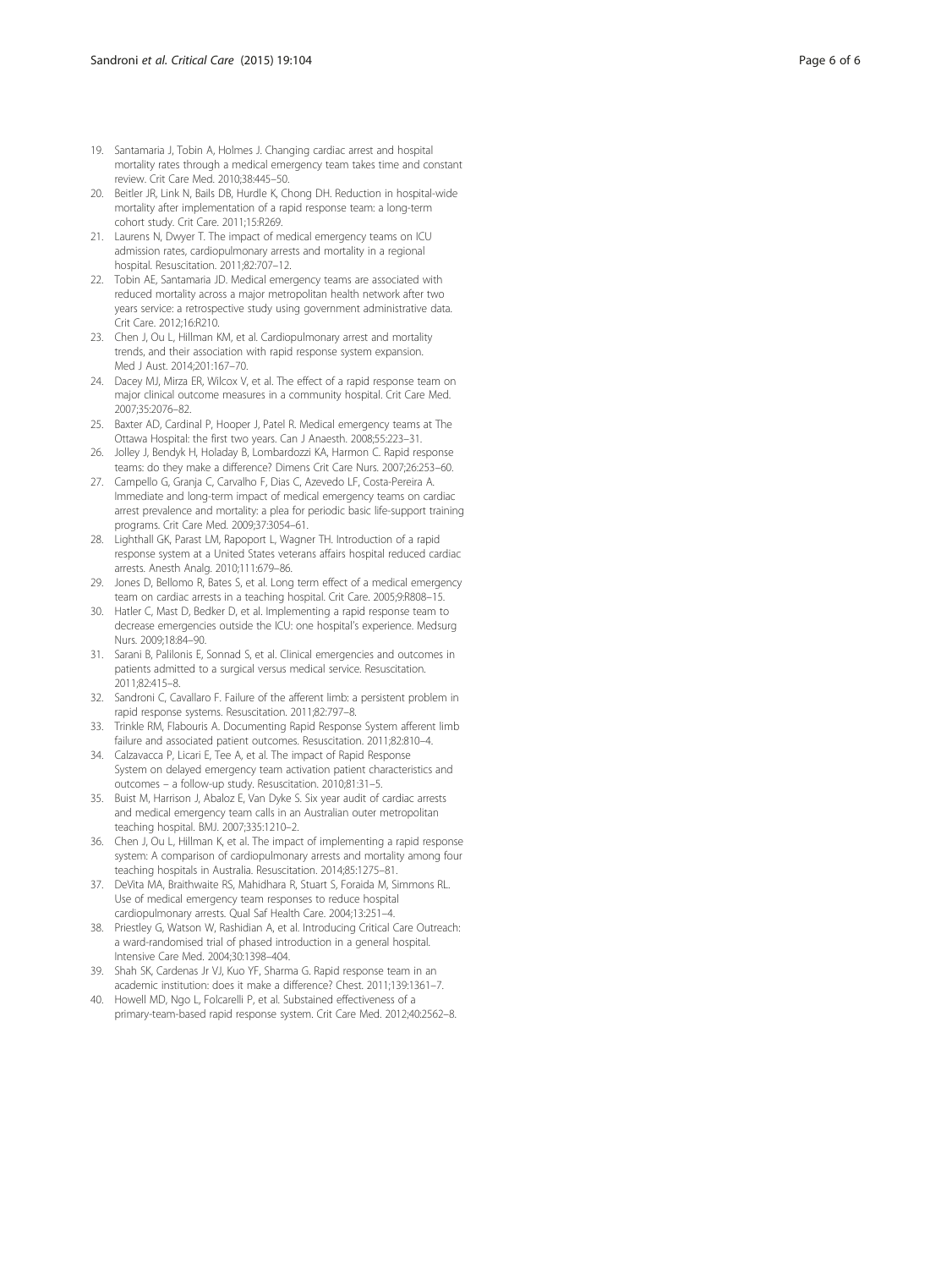19. Santamaria J, Tobin A, Holmes J. Changing cardiac arrest and hospital mortality rates through a medical emergency team takes time and constant review. Crit Care Med. 2010;38:445–50.
20. Beitler JR, Link N, Bails DB, Hurdle K, Chong DH. Reduction in hospital-wide mortality after implementation of a rapid response team: a long-term cohort study. Crit Care. 2011;15:R269.
21. Laurens N, Dwyer T. The impact of medical emergency teams on ICU admission rates, cardiopulmonary arrests and mortality in a regional hospital. Resuscitation. 2011;82:707–12.
22. Tobin AE, Santamaria JD. Medical emergency teams are associated with reduced mortality across a major metropolitan health network after two years service: a retrospective study using government administrative data. Crit Care. 2012;16:R210.
23. Chen J, Ou L, Hillman KM, et al. Cardiopulmonary arrest and mortality trends, and their association with rapid response system expansion. Med J Aust. 2014;201:167–70.
24. Dacey MJ, Mirza ER, Wilcox V, et al. The effect of a rapid response team on major clinical outcome measures in a community hospital. Crit Care Med. 2007;35:2076–82.
25. Baxter AD, Cardinal P, Hooper J, Patel R. Medical emergency teams at The Ottawa Hospital: the first two years. Can J Anaesth. 2008;55:223–31.
26. Jolley J, Bendyk H, Holaday B, Lombardozzi KA, Harmon C. Rapid response teams: do they make a difference? Dimens Crit Care Nurs. 2007;26:253–60.
27. Campello G, Granja C, Carvalho F, Dias C, Azevedo LF, Costa-Pereira A. Immediate and long-term impact of medical emergency teams on cardiac arrest prevalence and mortality: a plea for periodic basic life-support training programs. Crit Care Med. 2009;37:3054–61.
28. Lighthall GK, Parast LM, Rapoport L, Wagner TH. Introduction of a rapid response system at a United States veterans affairs hospital reduced cardiac arrests. Anesth Analg. 2010;111:679–86.
29. Jones D, Bellomo R, Bates S, et al. Long term effect of a medical emergency team on cardiac arrests in a teaching hospital. Crit Care. 2005;9:R808–15.
30. Hatler C, Mast D, Bedker D, et al. Implementing a rapid response team to decrease emergencies outside the ICU: one hospital's experience. Medsurg Nurs. 2009;18:84–90.
31. Sarani B, Palilonis E, Sonnad S, et al. Clinical emergencies and outcomes in patients admitted to a surgical versus medical service. Resuscitation. 2011;82:415–8.
32. Sandroni C, Cavallaro F. Failure of the afferent limb: a persistent problem in rapid response systems. Resuscitation. 2011;82:797–8.
33. Trinkle RM, Flabouris A. Documenting Rapid Response System afferent limb failure and associated patient outcomes. Resuscitation. 2011;82:810–4.
34. Calzavacca P, Licari E, Tee A, et al. The impact of Rapid Response System on delayed emergency team activation patient characteristics and outcomes – a follow-up study. Resuscitation. 2010;81:31–5.
35. Buist M, Harrison J, Abaloz E, Van Dyke S. Six year audit of cardiac arrests and medical emergency team calls in an Australian outer metropolitan teaching hospital. BMJ. 2007;335:1210–2.
36. Chen J, Ou L, Hillman K, et al. The impact of implementing a rapid response system: A comparison of cardiopulmonary arrests and mortality among four teaching hospitals in Australia. Resuscitation. 2014;85:1275–81.
37. DeVita MA, Braithwaite RS, Mahidhara R, Stuart S, Foraida M, Simmons RL. Use of medical emergency team responses to reduce hospital cardiopulmonary arrests. Qual Saf Health Care. 2004;13:251–4.
38. Priestley G, Watson W, Rashidian A, et al. Introducing Critical Care Outreach: a ward-randomised trial of phased introduction in a general hospital. Intensive Care Med. 2004;30:1398–404.
39. Shah SK, Cardenas Jr VJ, Kuo YF, Sharma G. Rapid response team in an academic institution: does it make a difference? Chest. 2011;139:1361–7.
40. Howell MD, Ngo L, Folcarelli P, et al. Substained effectiveness of a primary-team-based rapid response system. Crit Care Med. 2012;40:2562–8.